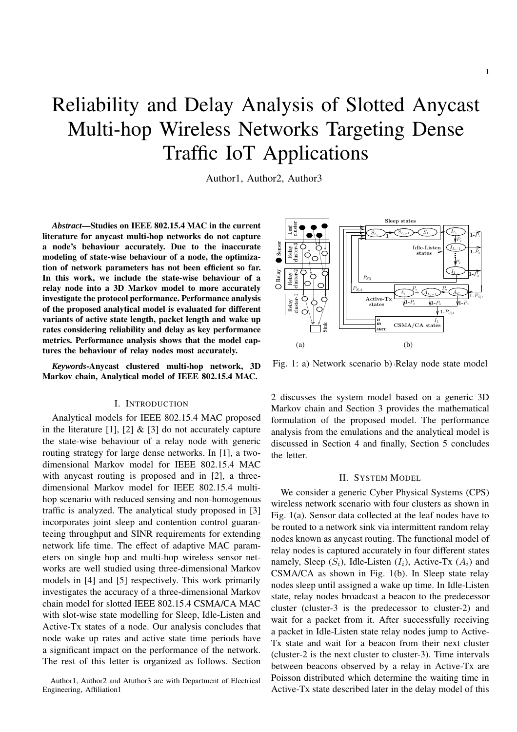# Reliability and Delay Analysis of Slotted Anycast Multi-hop Wireless Networks Targeting Dense Traffic IoT Applications

Author1, Author2, Author3

***Abstract*—Studies on IEEE 802.15.4 MAC in the current literature for anycast multi-hop networks do not capture a node's behaviour accurately. Due to the inaccurate modeling of state-wise behaviour of a node, the optimization of network parameters has not been efficient so far. In this work, we include the state-wise behaviour of a relay node into a 3D Markov model to more accurately investigate the protocol performance. Performance analysis of the proposed analytical model is evaluated for different variants of active state length, packet length and wake up rates considering reliability and delay as key performance metrics. Performance analysis shows that the model captures the behaviour of relay nodes most accurately.**

***Keywords*-Anycast clustered multi-hop network, 3D Markov chain, Analytical model of IEEE 802.15.4 MAC.**

## I. Introduction

Analytical models for IEEE 802.15.4 MAC proposed in the literature [1], [2] & [3] do not accurately capture the state-wise behaviour of a relay node with generic routing strategy for large dense networks. In [1], a two-dimensional Markov model for IEEE 802.15.4 MAC with anycast routing is proposed and in [2], a three-dimensional Markov model for IEEE 802.15.4 multi-hop scenario with reduced sensing and non-homogenous traffic is analyzed. The analytical study proposed in [3] incorporates joint sleep and contention control guaranteeing throughput and SINR requirements for extending network life time. The effect of adaptive MAC parameters on single hop and multi-hop wireless sensor networks are well studied using three-dimensional Markov models in [4] and [5] respectively. This work primarily investigates the accuracy of a three-dimensional Markov chain model for slotted IEEE 802.15.4 CSMA/CA MAC with slot-wise state modelling for Sleep, Idle-Listen and Active-Tx states of a node. Our analysis concludes that node wake up rates and active state time periods have a significant impact on the performance of the network. The rest of this letter is organized as follows. Section 2 discusses the system model based on a generic 3D Markov chain and Section 3 provides the mathematical formulation of the proposed model. The performance analysis from the emulations and the analytical model is discussed in Section 4 and finally, Section 5 concludes the letter.

Author1, Author2 and Atuthor3 are with Department of Electrical Engineering, Affiliation1

Fig. 1: a) Network scenario b) Relay node state model

## II. System Model

We consider a generic Cyber Physical Systems (CPS) wireless network scenario with four clusters as shown in Fig. 1(a). Sensor data collected at the leaf nodes have to be routed to a network sink via intermittent random relay nodes known as anycast routing. The functional model of relay nodes is captured accurately in four different states namely, Sleep ($S_i$), Idle-Listen ($I_i$), Active-Tx ($A_i$) and CSMA/CA as shown in Fig. 1(b). In Sleep state relay nodes sleep until assigned a wake up time. In Idle-Listen state, relay nodes broadcast a beacon to the predecessor cluster (cluster-3 is the predecessor to cluster-2) and wait for a packet from it. After successfully receiving a packet in Idle-Listen state relay nodes jump to Active-Tx state and wait for a beacon from their next cluster (cluster-2 is the next cluster to cluster-3). Time intervals between beacons observed by a relay in Active-Tx are Poisson distributed which determine the waiting time in Active-Tx state described later in the delay model of this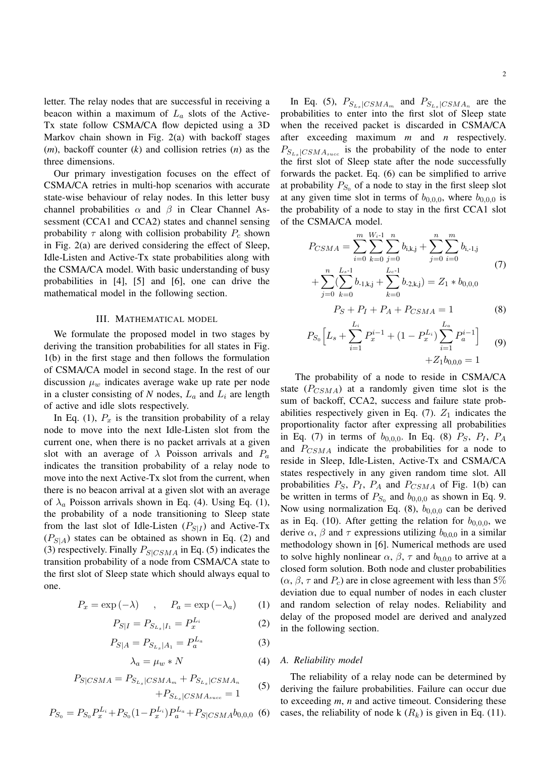letter. The relay nodes that are successful in receiving a beacon within a maximum of $L_a$ slots of the Active-Tx state follow CSMA/CA flow depicted using a 3D Markov chain shown in Fig. 2(a) with backoff stages (*m*), backoff counter (*k*) and collision retries (*n*) as the three dimensions.

Our primary investigation focuses on the effect of CSMA/CA retries in multi-hop scenarios with accurate state-wise behaviour of relay nodes. In this letter busy channel probabilities $\alpha$ and $\beta$ in Clear Channel Assessment (CCA1 and CCA2) states and channel sensing probability $\tau$ along with collision probability $P_c$ shown in Fig. 2(a) are derived considering the effect of Sleep, Idle-Listen and Active-Tx state probabilities along with the CSMA/CA model. With basic understanding of busy probabilities in [4], [5] and [6], one can drive the mathematical model in the following section.

## III. Mathematical model

We formulate the proposed model in two stages by deriving the transition probabilities for all states in Fig. 1(b) in the first stage and then follows the formulation of CSMA/CA model in second stage. In the rest of our discussion $\mu_w$ indicates average wake up rate per node in a cluster consisting of *N* nodes, $L_a$ and $L_i$ are length of active and idle slots respectively.

In Eq. (1), $P_x$ is the transition probability of a relay node to move into the next Idle-Listen slot from the current one, when there is no packet arrivals at a given slot with an average of $\lambda$ Poisson arrivals and $P_a$ indicates the transition probability of a relay node to move into the next Active-Tx slot from the current, when there is no beacon arrival at a given slot with an average of $\lambda_a$ Poisson arrivals shown in Eq. (4). Using Eq. (1), the probability of a node transitioning to Sleep state from the last slot of Idle-Listen ($P_{S|I}$) and Active-Tx ($P_{S|A}$) states can be obtained as shown in Eq. (2) and (3) respectively. Finally $P_{S|CSMA}$ in Eq. (5) indicates the transition probability of a node from CSMA/CA state to the first slot of Sleep state which should always equal to one.

$$P_x = \exp(-\lambda) \quad , \quad P_a = \exp(-\lambda_a) \tag{1}$$

$$P_{S|I} = P_{S_{L_s}|I_1} = P_x^{L_i} \tag{2}$$

$$P_{S|A} = P_{S_{L_s}|A_1} = P_a^{L_a} \tag{3}$$

$$\lambda_a = \mu_w * N \tag{4}$$

$$\begin{aligned} P_{S|CSMA} = P_{S_{L_s}|CSMA_m} + P_{S_{L_s}|CSMA_n} \\ + P_{S_{L_s}|CSMA_{succ}} = 1 \end{aligned} \tag{5}$$

$$P_{S_0} = P_{S_0} P_x^{L_i} + P_{S_0}(1-P_x^{L_i}) P_a^{L_a} + P_{S|CSMA} b_{0,0,0} \tag{6}$$

In Eq. (5), $P_{S_{L_s}|CSMA_m}$ and $P_{S_{L_s}|CSMA_n}$ are the probabilities to enter into the first slot of Sleep state when the received packet is discarded in CSMA/CA after exceeding maximum *m* and *n* respectively. $P_{S_{L_s}|CSMA_{succ}}$ is the probability of the node to enter the first slot of Sleep state after the node successfully forwards the packet. Eq. (6) can be simplified to arrive at probability $P_{S_0}$ of a node to stay in the first sleep slot at any given time slot in terms of $b_{0,0,0}$, where $b_{0,0,0}$ is the probability of a node to stay in the first CCA1 slot of the CSMA/CA model.

$$\begin{aligned} P_{CSMA} = \sum_{i=0}^{m} \sum_{k=0}^{W_i\text{-}1} \sum_{j=0}^{n} b_{\text{i,k,j}} + \sum_{j=0}^{n} \sum_{i=0}^{m} b_{\text{i,-1,j}} \\ + \sum_{j=0}^{n} \Big( \sum_{k=0}^{L_s\text{-}1} b_{\text{-1,k,j}} + \sum_{k=0}^{L_c\text{-}1} b_{\text{-2,k,j}} \Big) = Z_1 * b_{0,0,0} \end{aligned} \tag{7}$$

$$P_S + P_I + P_A + P_{CSMA} = 1 \tag{8}$$

$$\begin{aligned} P_{S_0} \Big[ L_s + \sum_{i=1}^{L_i} P_x^{i-1} + (1 - P_x^{L_i}) \sum_{i=1}^{L_a} P_a^{i-1} \Big] \\ + Z_1 b_{0,0,0} = 1 \end{aligned} \tag{9}$$

The probability of a node to reside in CSMA/CA state ($P_{CSMA}$) at a randomly given time slot is the sum of backoff, CCA2, success and failure state probabilities respectively given in Eq. (7). $Z_1$ indicates the proportionality factor after expressing all probabilities in Eq. (7) in terms of $b_{0,0,0}$. In Eq. (8) $P_S$, $P_I$, $P_A$ and $P_{CSMA}$ indicate the probabilities for a node to reside in Sleep, Idle-Listen, Active-Tx and CSMA/CA states respectively in any given random time slot. All probabilities $P_S$, $P_I$, $P_A$ and $P_{CSMA}$ of Fig. 1(b) can be written in terms of $P_{S_0}$ and $b_{0,0,0}$ as shown in Eq. 9. Now using normalization Eq. (8), $b_{0,0,0}$ can be derived as in Eq. (10). After getting the relation for $b_{0,0,0}$, we derive $\alpha$, $\beta$ and $\tau$ expressions utilizing $b_{0,0,0}$ in a similar methodology shown in [6]. Numerical methods are used to solve highly nonlinear $\alpha$, $\beta$, $\tau$ and $b_{0,0,0}$ to arrive at a closed form solution. Both node and cluster probabilities ($\alpha$, $\beta$, $\tau$ and $P_c$) are in close agreement with less than 5% deviation due to equal number of nodes in each cluster and random selection of relay nodes. Reliability and delay of the proposed model are derived and analyzed in the following section.

### A. Reliability model

The reliability of a relay node can be determined by deriving the failure probabilities. Failure can occur due to exceeding *m*, *n* and active timeout. Considering these cases, the reliability of node k ($R_k$) is given in Eq. (11).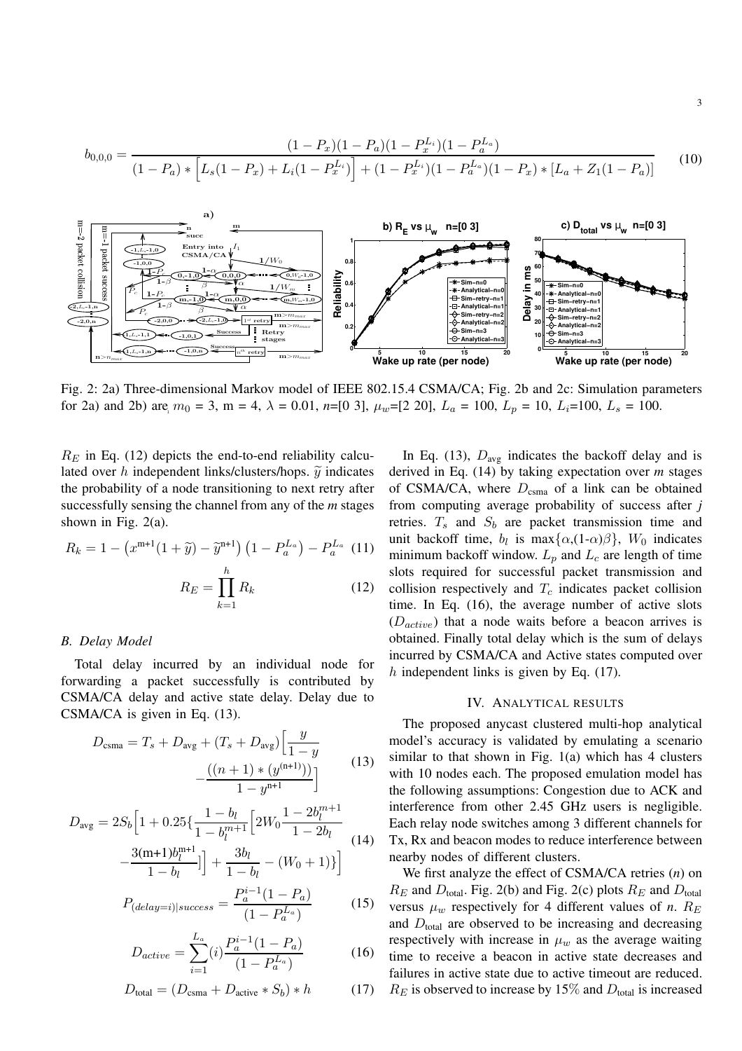$$b_{0,0,0} = \frac{(1-P_x)(1-P_a)(1-P_x^{L_i})(1-P_a^{L_a})}{(1-P_a)*\Big[L_s(1-P_x)+L_i(1-P_x^{L_i})\Big]+(1-P_x^{L_i})(1-P_a^{L_a})(1-P_x)*[L_a+Z_1(1-P_a)]} \tag{10}$$

Fig. 2: 2a) Three-dimensional Markov model of IEEE 802.15.4 CSMA/CA; Fig. 2b and 2c: Simulation parameters for 2a) and 2b) are $m_0$ = 3, m = 4, $\lambda$ = 0.01, *n*=[0 3], $\mu_w$=[2 20], $L_a$ = 100, $L_p$ = 10, $L_i$=100, $L_s$ = 100.

$R_E$ in Eq. (12) depicts the end-to-end reliability calculated over $h$ independent links/clusters/hops. $\widetilde{y}$ indicates the probability of a node transitioning to next retry after successfully sensing the channel from any of the *m* stages shown in Fig. 2(a).

$$R_k = 1 - \left(x^{\mathrm{m}+1}(1+\widetilde{y}) - \widetilde{y}^{\mathrm{n}+1}\right)\left(1-P_a^{L_a}\right) - P_a^{L_a} \tag{11}$$

$$R_E = \prod_{k=1}^{h} R_k \tag{12}$$

### B. Delay Model

Total delay incurred by an individual node for forwarding a packet successfully is contributed by CSMA/CA delay and active state delay. Delay due to CSMA/CA is given in Eq. (13).

$$D_{\text{csma}} = T_s + D_{\text{avg}} + (T_s + D_{\text{avg}})\Big[\frac{y}{1-y} - \frac{((n+1)*(y^{(\mathrm{n}+1)}))}{1-y^{\mathrm{n}+1}}\Big] \tag{13}$$

$$D_{\text{avg}} = 2S_b\Big[1 + 0.25\{\frac{1-b_l}{1-b_l^{m+1}}\Big[2W_0\frac{1-2b_l^{m+1}}{1-2b_l} - \frac{3(\mathrm{m}+1)b_l^{\mathrm{m}+1}}{1-b_l}\Big]\Big] + \frac{3b_l}{1-b_l} - (W_0+1)\}\Big] \tag{14}$$

$$P_{(delay=i)|success} = \frac{P_a^{i-1}(1-P_a)}{(1-P_a^{L_a})} \tag{15}$$

$$D_{active} = \sum_{i=1}^{L_a}(i)\frac{P_a^{i-1}(1-P_a)}{(1-P_a^{L_a})} \tag{16}$$

$$D_{\text{total}} = (D_{\text{csma}} + D_{\text{active}} * S_b) * h \tag{17}$$

In Eq. (13), $D_{\text{avg}}$ indicates the backoff delay and is derived in Eq. (14) by taking expectation over *m* stages of CSMA/CA, where $D_{\text{csma}}$ of a link can be obtained from computing average probability of success after *j* retries. $T_s$ and $S_b$ are packet transmission time and unit backoff time, $b_l$ is max$\{\alpha,(1\text{-}\alpha)\beta\}$, $W_0$ indicates minimum backoff window. $L_p$ and $L_c$ are length of time slots required for successful packet transmission and collision respectively and $T_c$ indicates packet collision time. In Eq. (16), the average number of active slots ($D_{active}$) that a node waits before a beacon arrives is obtained. Finally total delay which is the sum of delays incurred by CSMA/CA and Active states computed over $h$ independent links is given by Eq. (17).

## IV. Analytical Results

The proposed anycast clustered multi-hop analytical model's accuracy is validated by emulating a scenario similar to that shown in Fig. 1(a) which has 4 clusters with 10 nodes each. The proposed emulation model has the following assumptions: Congestion due to ACK and interference from other 2.45 GHz users is negligible. Each relay node switches among 3 different channels for Tx, Rx and beacon modes to reduce interference between nearby nodes of different clusters.

We first analyze the effect of CSMA/CA retries (*n*) on $R_E$ and $D_{\text{total}}$. Fig. 2(b) and Fig. 2(c) plots $R_E$ and $D_{\text{total}}$ versus $\mu_w$ respectively for 4 different values of *n*. $R_E$ and $D_{\text{total}}$ are observed to be increasing and decreasing respectively with increase in $\mu_w$ as the average waiting time to receive a beacon in active state decreases and failures in active state due to active timeout are reduced. $R_E$ is observed to increase by 15% and $D_{\text{total}}$ is increased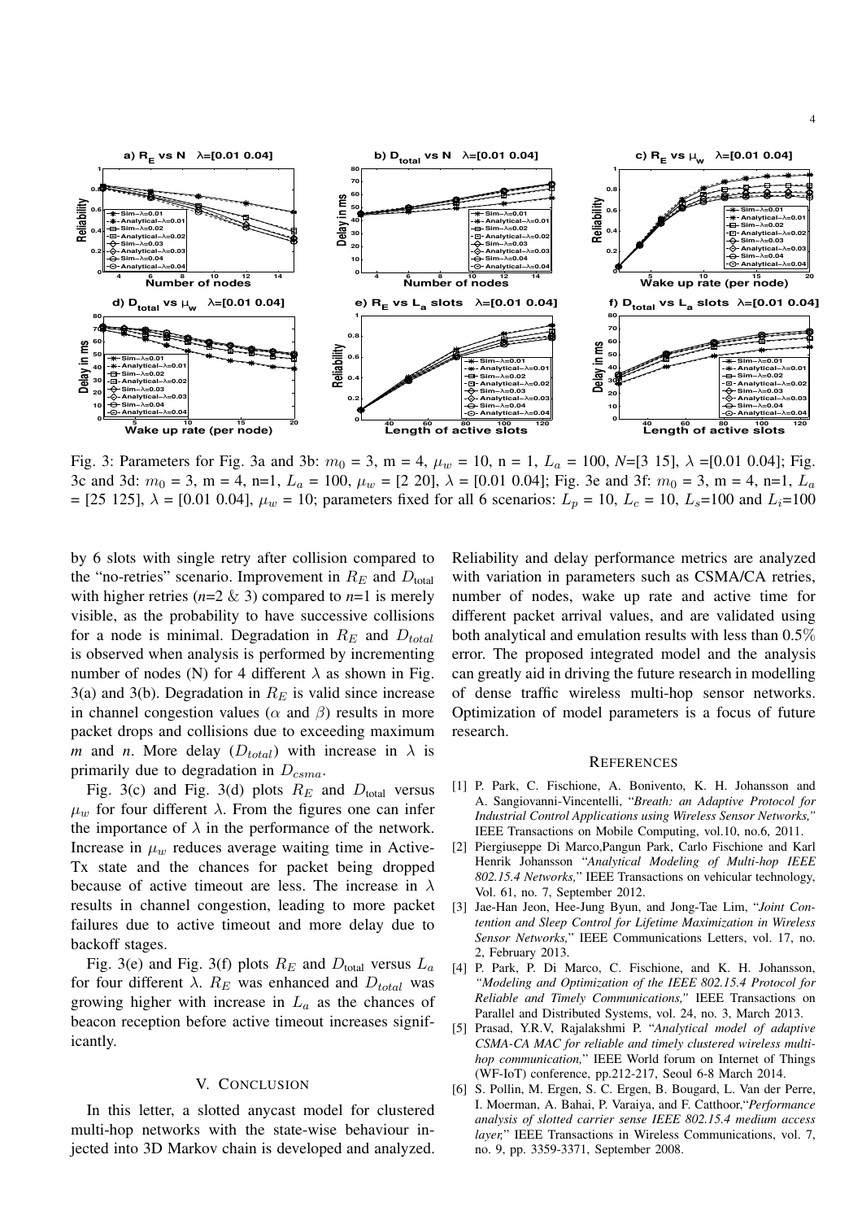a) $R_E$ vs N λ=[0.01 0.04]

Reliability

Number of nodes

Sim−λ=0.01
Analytical−λ=0.01
Sim−λ=0.02
Analytical−λ=0.02
Sim−λ=0.03
Analytical−λ=0.03
Sim−λ=0.04
Analytical−λ=0.04

b) $D_{total}$ vs N λ=[0.01 0.04]

Delay in ms

Number of nodes

c) $R_E$ vs $\mu_w$ λ=[0.01 0.04]

Reliability

Wake up rate (per node)

d) $D_{total}$ vs $\mu_w$ λ=[0.01 0.04]

Delay in ms

Wake up rate (per node)

e) $R_E$ vs $L_a$ slots λ=[0.01 0.04]

Reliability

Length of active slots

f) $D_{total}$ vs $L_a$ slots λ=[0.01 0.04]

Delay in ms

Length of active slots

Fig. 3: Parameters for Fig. 3a and 3b: $m_0$ = 3, m = 4, $\mu_w$ = 10, n = 1, $L_a$ = 100, *N*=[3 15], λ =[0.01 0.04]; Fig. 3c and 3d: $m_0$ = 3, m = 4, n=1, $L_a$ = 100, $\mu_w$ = [2 20], λ = [0.01 0.04]; Fig. 3e and 3f: $m_0$ = 3, m = 4, n=1, $L_a$ = [25 125], λ = [0.01 0.04], $\mu_w$ = 10; parameters fixed for all 6 scenarios: $L_p$ = 10, $L_c$ = 10, $L_s$=100 and $L_i$=100

by 6 slots with single retry after collision compared to the "no-retries" scenario. Improvement in $R_E$ and $D_{\text{total}}$ with higher retries (*n*=2 & 3) compared to *n*=1 is merely visible, as the probability to have successive collisions for a node is minimal. Degradation in $R_E$ and $D_{total}$ is observed when analysis is performed by incrementing number of nodes (N) for 4 different λ as shown in Fig. 3(a) and 3(b). Degradation in $R_E$ is valid since increase in channel congestion values (α and β) results in more packet drops and collisions due to exceeding maximum *m* and *n*. More delay ($D_{total}$) with increase in λ is primarily due to degradation in $D_{csma}$.

Fig. 3(c) and Fig. 3(d) plots $R_E$ and $D_{\text{total}}$ versus $\mu_w$ for four different λ. From the figures one can infer the importance of λ in the performance of the network. Increase in $\mu_w$ reduces average waiting time in Active-Tx state and the chances for packet being dropped because of active timeout are less. The increase in λ results in channel congestion, leading to more packet failures due to active timeout and more delay due to backoff stages.

Fig. 3(e) and Fig. 3(f) plots $R_E$ and $D_{\text{total}}$ versus $L_a$ for four different λ. $R_E$ was enhanced and $D_{total}$ was growing higher with increase in $L_a$ as the chances of beacon reception before active timeout increases significantly.

## V. Conclusion

In this letter, a slotted anycast model for clustered multi-hop networks with the state-wise behaviour injected into 3D Markov chain is developed and analyzed. Reliability and delay performance metrics are analyzed with variation in parameters such as CSMA/CA retries, number of nodes, wake up rate and active time for different packet arrival values, and are validated using both analytical and emulation results with less than 0.5% error. The proposed integrated model and the analysis can greatly aid in driving the future research in modelling of dense traffic wireless multi-hop sensor networks. Optimization of model parameters is a focus of future research.

## References

[1] P. Park, C. Fischione, A. Bonivento, K. H. Johansson and A. Sangiovanni-Vincentelli, "*Breath: an Adaptive Protocol for Industrial Control Applications using Wireless Sensor Networks,*" IEEE Transactions on Mobile Computing, vol.10, no.6, 2011.

[2] Piergiuseppe Di Marco,Pangun Park, Carlo Fischione and Karl Henrik Johansson "*Analytical Modeling of Multi-hop IEEE 802.15.4 Networks,*" IEEE Transactions on vehicular technology, Vol. 61, no. 7, September 2012.

[3] Jae-Han Jeon, Hee-Jung Byun, and Jong-Tae Lim, "*Joint Contention and Sleep Control for Lifetime Maximization in Wireless Sensor Networks,*" IEEE Communications Letters, vol. 17, no. 2, February 2013.

[4] P. Park, P. Di Marco, C. Fischione, and K. H. Johansson, *"Modeling and Optimization of the IEEE 802.15.4 Protocol for Reliable and Timely Communications,"* IEEE Transactions on Parallel and Distributed Systems, vol. 24, no. 3, March 2013.

[5] Prasad, Y.R.V, Rajalakshmi P. "*Analytical model of adaptive CSMA-CA MAC for reliable and timely clustered wireless multi-hop communication,*" IEEE World forum on Internet of Things (WF-IoT) conference, pp.212-217, Seoul 6-8 March 2014.

[6] S. Pollin, M. Ergen, S. C. Ergen, B. Bougard, L. Van der Perre, I. Moerman, A. Bahai, P. Varaiya, and F. Catthoor,"*Performance analysis of slotted carrier sense IEEE 802.15.4 medium access layer,*" IEEE Transactions in Wireless Communications, vol. 7, no. 9, pp. 3359-3371, September 2008.